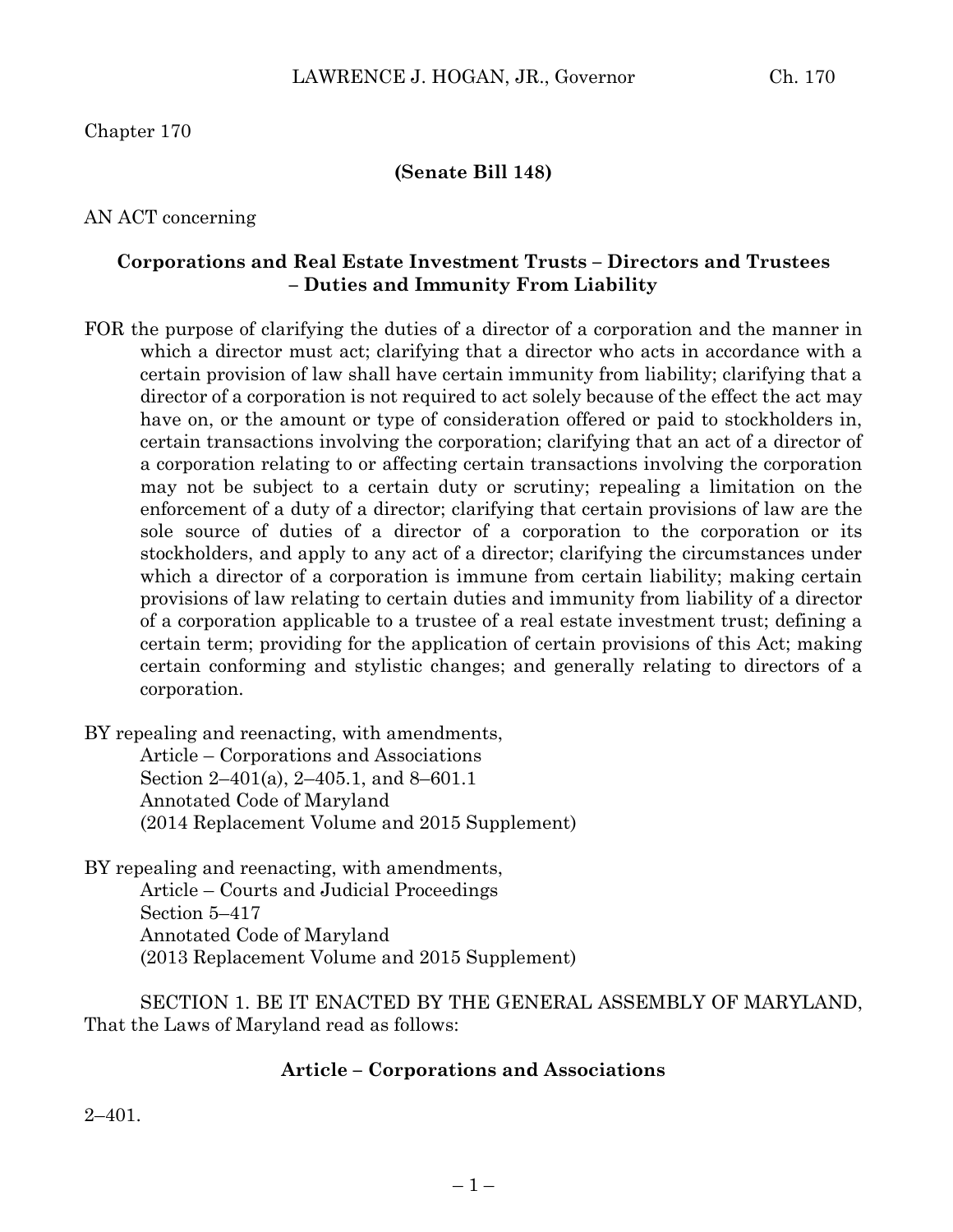Chapter 170

**(Senate Bill 148)**

AN ACT concerning

**Corporations and Real Estate Investment Trusts – Directors and Trustees – Duties and Immunity From Liability**

FOR the purpose of clarifying the duties of a director of a corporation and the manner in which a director must act; clarifying that a director who acts in accordance with a certain provision of law shall have certain immunity from liability; clarifying that a director of a corporation is not required to act solely because of the effect the act may have on, or the amount or type of consideration offered or paid to stockholders in, certain transactions involving the corporation; clarifying that an act of a director of a corporation relating to or affecting certain transactions involving the corporation may not be subject to a certain duty or scrutiny; repealing a limitation on the enforcement of a duty of a director; clarifying that certain provisions of law are the sole source of duties of a director of a corporation to the corporation or its stockholders, and apply to any act of a director; clarifying the circumstances under which a director of a corporation is immune from certain liability; making certain provisions of law relating to certain duties and immunity from liability of a director of a corporation applicable to a trustee of a real estate investment trust; defining a certain term; providing for the application of certain provisions of this Act; making certain conforming and stylistic changes; and generally relating to directors of a corporation.

BY repealing and reenacting, with amendments,
Article – Corporations and Associations
Section 2–401(a), 2–405.1, and 8–601.1
Annotated Code of Maryland
(2014 Replacement Volume and 2015 Supplement)

BY repealing and reenacting, with amendments,
Article – Courts and Judicial Proceedings
Section 5–417
Annotated Code of Maryland
(2013 Replacement Volume and 2015 Supplement)

SECTION 1. BE IT ENACTED BY THE GENERAL ASSEMBLY OF MARYLAND, That the Laws of Maryland read as follows:

**Article – Corporations and Associations**

2–401.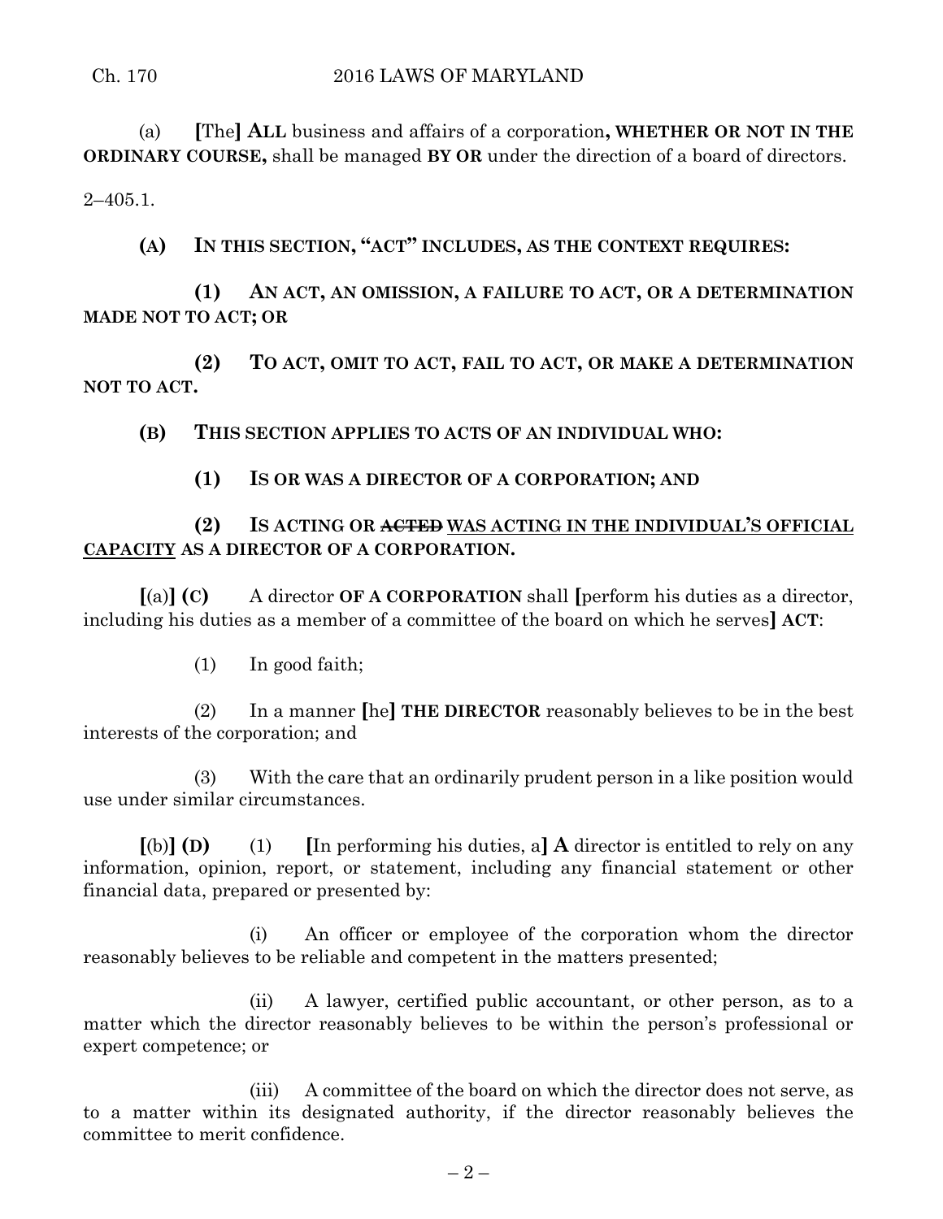(a) **[**The**] ALL** business and affairs of a corporation**, WHETHER OR NOT IN THE ORDINARY COURSE,** shall be managed **BY OR** under the direction of a board of directors.

2–405.1.

**(A) IN THIS SECTION, "ACT" INCLUDES, AS THE CONTEXT REQUIRES:**

**(1) AN ACT, AN OMISSION, A FAILURE TO ACT, OR A DETERMINATION MADE NOT TO ACT; OR**

**(2) TO ACT, OMIT TO ACT, FAIL TO ACT, OR MAKE A DETERMINATION NOT TO ACT.**

**(B) THIS SECTION APPLIES TO ACTS OF AN INDIVIDUAL WHO:**

**(1) IS OR WAS A DIRECTOR OF A CORPORATION; AND**

**(2) IS ACTING OR ~~ACTED~~ <u>WAS ACTING IN THE INDIVIDUAL'S OFFICIAL CAPACITY</u> AS A DIRECTOR OF A CORPORATION.**

**[**(a)**] (C)** A director **OF A CORPORATION** shall **[**perform his duties as a director, including his duties as a member of a committee of the board on which he serves**] ACT**:

(1) In good faith;

(2) In a manner **[**he**] THE DIRECTOR** reasonably believes to be in the best interests of the corporation; and

(3) With the care that an ordinarily prudent person in a like position would use under similar circumstances.

**[**(b)**] (D)** (1) **[**In performing his duties, a**] A** director is entitled to rely on any information, opinion, report, or statement, including any financial statement or other financial data, prepared or presented by:

(i) An officer or employee of the corporation whom the director reasonably believes to be reliable and competent in the matters presented;

(ii) A lawyer, certified public accountant, or other person, as to a matter which the director reasonably believes to be within the person's professional or expert competence; or

(iii) A committee of the board on which the director does not serve, as to a matter within its designated authority, if the director reasonably believes the committee to merit confidence.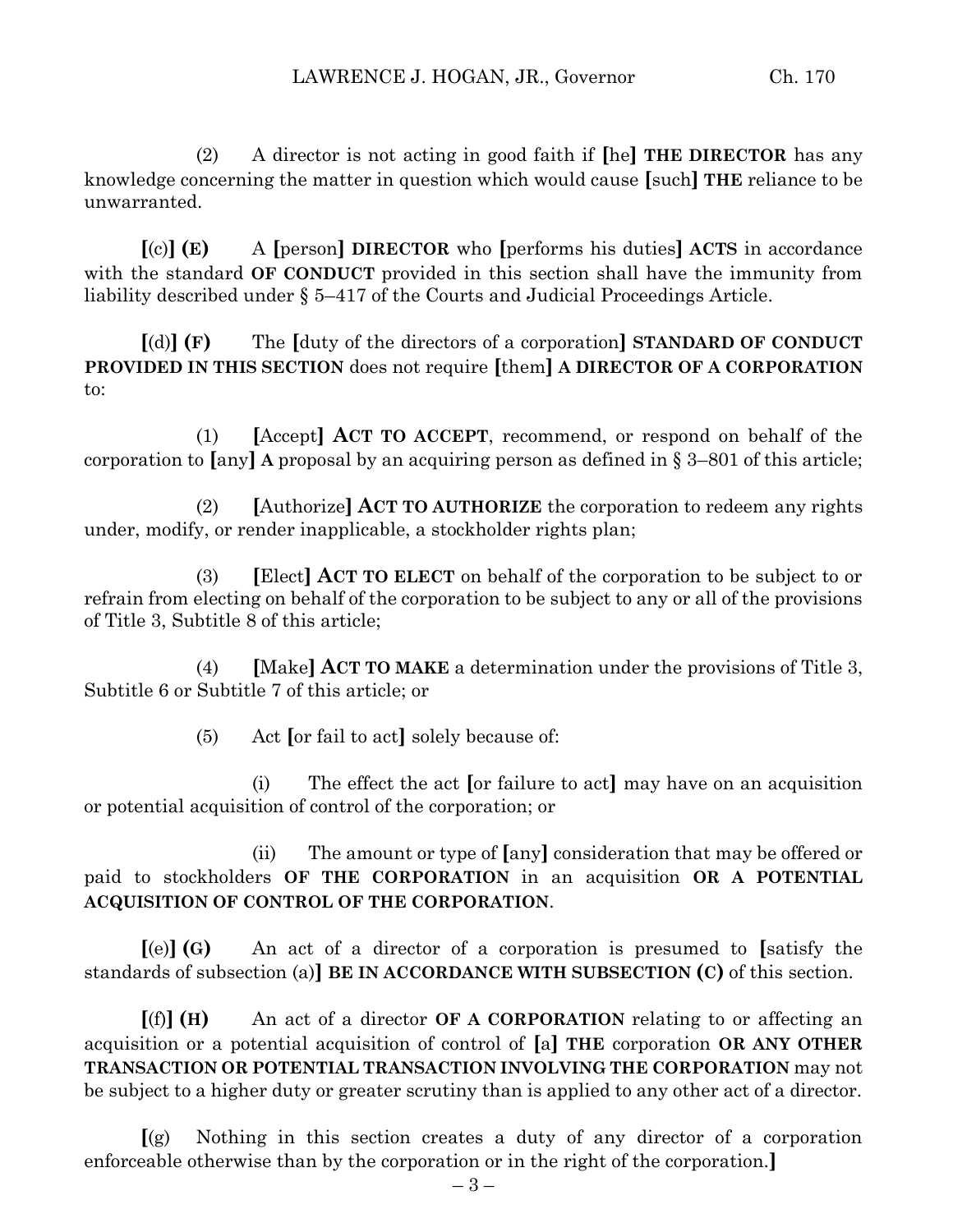(2) A director is not acting in good faith if [he] **THE DIRECTOR** has any knowledge concerning the matter in question which would cause [such] **THE** reliance to be unwarranted.

[(c)] **(E)** A [person] **DIRECTOR** who [performs his duties] **ACTS** in accordance with the standard **OF CONDUCT** provided in this section shall have the immunity from liability described under § 5–417 of the Courts and Judicial Proceedings Article.

[(d)] **(F)** The [duty of the directors of a corporation] **STANDARD OF CONDUCT PROVIDED IN THIS SECTION** does not require [them] **A DIRECTOR OF A CORPORATION** to:

(1) [Accept] **ACT TO ACCEPT**, recommend, or respond on behalf of the corporation to [any] **A** proposal by an acquiring person as defined in § 3–801 of this article;

(2) [Authorize] **ACT TO AUTHORIZE** the corporation to redeem any rights under, modify, or render inapplicable, a stockholder rights plan;

(3) [Elect] **ACT TO ELECT** on behalf of the corporation to be subject to or refrain from electing on behalf of the corporation to be subject to any or all of the provisions of Title 3, Subtitle 8 of this article;

(4) [Make] **ACT TO MAKE** a determination under the provisions of Title 3, Subtitle 6 or Subtitle 7 of this article; or

(5) Act [or fail to act] solely because of:

(i) The effect the act [or failure to act] may have on an acquisition or potential acquisition of control of the corporation; or

(ii) The amount or type of [any] consideration that may be offered or paid to stockholders **OF THE CORPORATION** in an acquisition **OR A POTENTIAL ACQUISITION OF CONTROL OF THE CORPORATION**.

[(e)] **(G)** An act of a director of a corporation is presumed to [satisfy the standards of subsection (a)] **BE IN ACCORDANCE WITH SUBSECTION (C)** of this section.

[(f)] **(H)** An act of a director **OF A CORPORATION** relating to or affecting an acquisition or a potential acquisition of control of [a] **THE** corporation **OR ANY OTHER TRANSACTION OR POTENTIAL TRANSACTION INVOLVING THE CORPORATION** may not be subject to a higher duty or greater scrutiny than is applied to any other act of a director.

[(g) Nothing in this section creates a duty of any director of a corporation enforceable otherwise than by the corporation or in the right of the corporation.]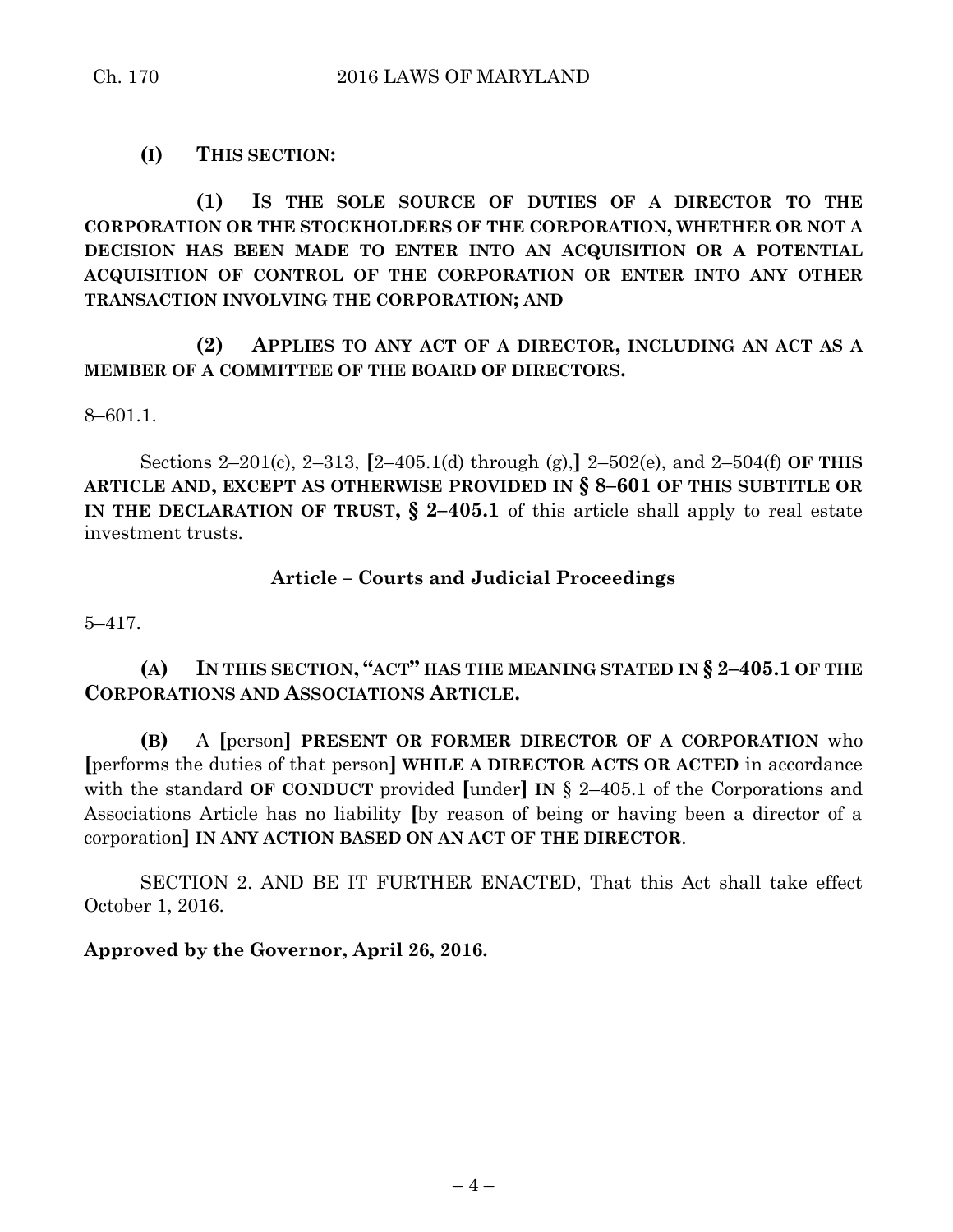**(I) THIS SECTION:**

**(1) IS THE SOLE SOURCE OF DUTIES OF A DIRECTOR TO THE CORPORATION OR THE STOCKHOLDERS OF THE CORPORATION, WHETHER OR NOT A DECISION HAS BEEN MADE TO ENTER INTO AN ACQUISITION OR A POTENTIAL ACQUISITION OF CONTROL OF THE CORPORATION OR ENTER INTO ANY OTHER TRANSACTION INVOLVING THE CORPORATION; AND**

**(2) APPLIES TO ANY ACT OF A DIRECTOR, INCLUDING AN ACT AS A MEMBER OF A COMMITTEE OF THE BOARD OF DIRECTORS.**

8–601.1.

Sections 2–201(c), 2–313, **[**2–405.1(d) through (g),**]** 2–502(e), and 2–504(f) **OF THIS ARTICLE AND, EXCEPT AS OTHERWISE PROVIDED IN § 8–601 OF THIS SUBTITLE OR IN THE DECLARATION OF TRUST, § 2–405.1** of this article shall apply to real estate investment trusts.

### Article – Courts and Judicial Proceedings

5–417.

**(A) IN THIS SECTION, "ACT" HAS THE MEANING STATED IN § 2–405.1 OF THE CORPORATIONS AND ASSOCIATIONS ARTICLE.**

**(B)** A **[**person**]** **PRESENT OR FORMER DIRECTOR OF A CORPORATION** who **[**performs the duties of that person**]** **WHILE A DIRECTOR ACTS OR ACTED** in accordance with the standard **OF CONDUCT** provided **[**under**]** **IN** § 2–405.1 of the Corporations and Associations Article has no liability **[**by reason of being or having been a director of a corporation**]** **IN ANY ACTION BASED ON AN ACT OF THE DIRECTOR**.

SECTION 2. AND BE IT FURTHER ENACTED, That this Act shall take effect October 1, 2016.

**Approved by the Governor, April 26, 2016.**